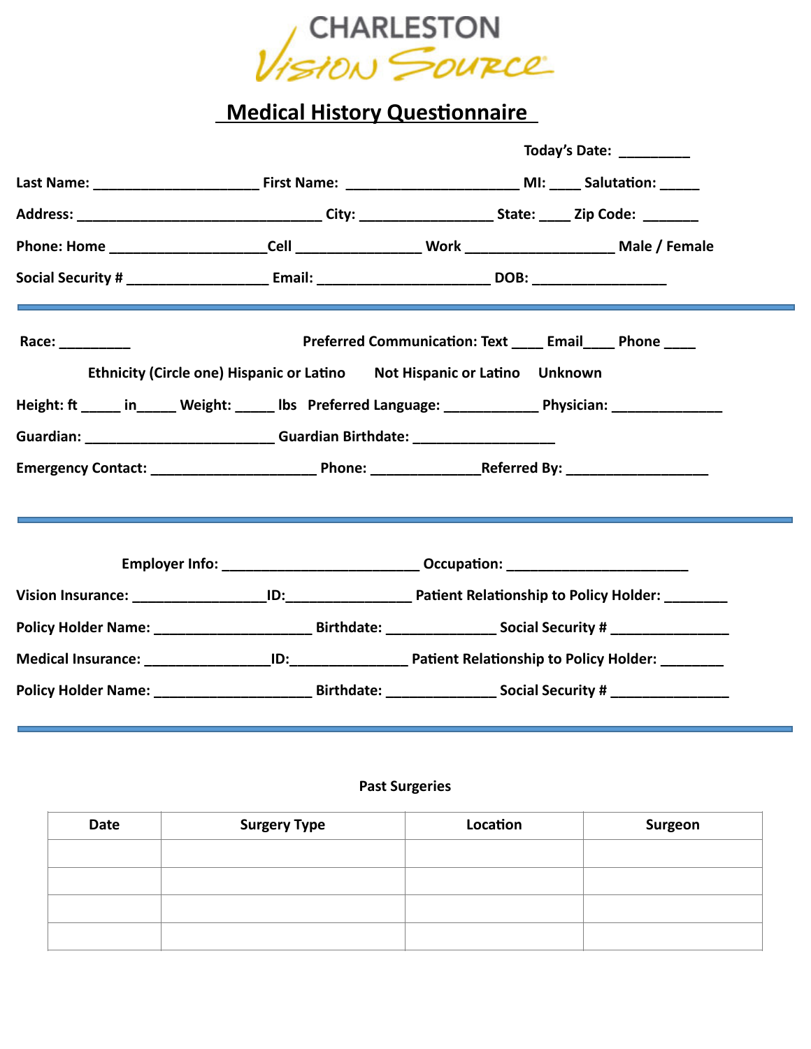CHARLESTON Vision Source

# Medical History Questionnaire

Today's Date: _________

Last Name: ____________________ First Name: _____________________ MI: ____ Salutation: _____

Address: ______________________________ City: ________________ State: ____ Zip Code: _______

Phone: Home ___________________Cell _______________ Work __________________ Male / Female

Social Security # _________________ Email: _____________________ DOB: ________________

---

Race: _________ Preferred Communication: Text ____ Email____ Phone ____

Ethnicity (Circle one) Hispanic or Latino Not Hispanic or Latino Unknown

Height: ft _____ in_____ Weight: _____ lbs Preferred Language: ____________ Physician: ______________

Guardian: ________________________ Guardian Birthdate: __________________

Emergency Contact: _____________________ Phone: _____________Referred By: __________________

---

Employer Info: ________________________ Occupation: _______________________

Vision Insurance: ________________ID:________________ Patient Relationship to Policy Holder: ________

Policy Holder Name: ____________________ Birthdate: ______________ Social Security # _______________

Medical Insurance: ________________ID:_______________ Patient Relationship to Policy Holder: ________

Policy Holder Name: ____________________ Birthdate: ______________ Social Security # _______________

---

**Past Surgeries**

| Date | Surgery Type | Location | Surgeon |
|---|---|---|---|
| | | | |
| | | | |
| | | | |
| | | | |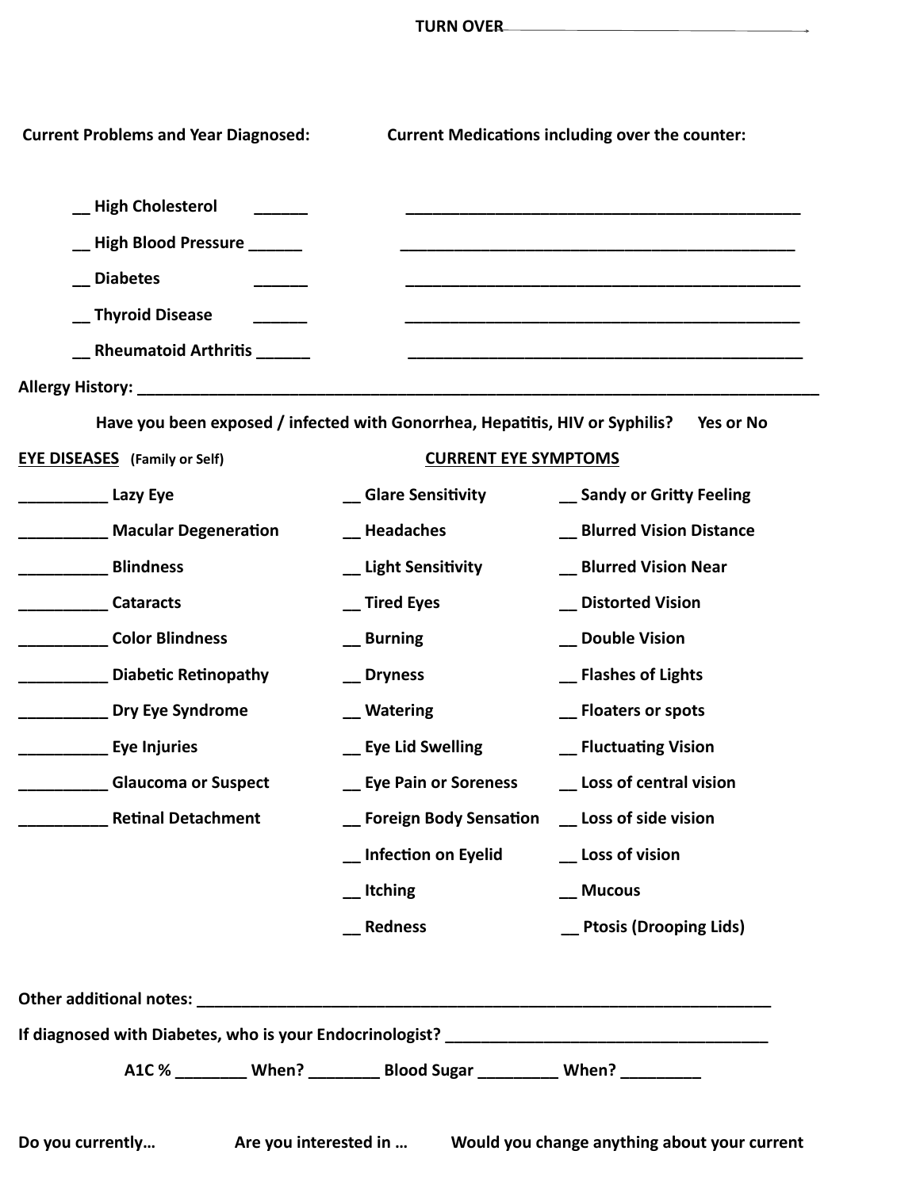TURN OVER →

**Current Problems and Year Diagnosed:** | **Current Medications including over the counter:**

| Current Problems | Year Diagnosed | Current Medications including over the counter |
|---|---|---|
| __ High Cholesterol | ______ | ______________________________________________ |
| __ High Blood Pressure | ______ | ______________________________________________ |
| __ Diabetes | ______ | ______________________________________________ |
| __ Thyroid Disease | ______ | ______________________________________________ |
| __ Rheumatoid Arthritis | ______ | ______________________________________________ |

**Allergy History:** ______________________________________________________________________________

**Have you been exposed / infected with Gonorrhea, Hepatitis, HIV or Syphilis? Yes or No**

| **EYE DISEASES** (Family or Self) | **CURRENT EYE SYMPTOMS** | |
|---|---|---|
| __________ Lazy Eye | __ Glare Sensitivity | __ Sandy or Gritty Feeling |
| __________ Macular Degeneration | __ Headaches | __ Blurred Vision Distance |
| __________ Blindness | __ Light Sensitivity | __ Blurred Vision Near |
| __________ Cataracts | __ Tired Eyes | __ Distorted Vision |
| __________ Color Blindness | __ Burning | __ Double Vision |
| __________ Diabetic Retinopathy | __ Dryness | __ Flashes of Lights |
| __________ Dry Eye Syndrome | __ Watering | __ Floaters or spots |
| __________ Eye Injuries | __ Eye Lid Swelling | __ Fluctuating Vision |
| __________ Glaucoma or Suspect | __ Eye Pain or Soreness | __ Loss of central vision |
| __________ Retinal Detachment | __ Foreign Body Sensation | __ Loss of side vision |
| | __ Infection on Eyelid | __ Loss of vision |
| | __ Itching | __ Mucous |
| | __ Redness | __ Ptosis (Drooping Lids) |

**Other additional notes:** __________________________________________________________________

**If diagnosed with Diabetes, who is your Endocrinologist?** ____________________________________

**A1C %** ________ **When?** ________ **Blood Sugar** _________ **When?** _________

**Do you currently…** **Are you interested in …** **Would you change anything about your current**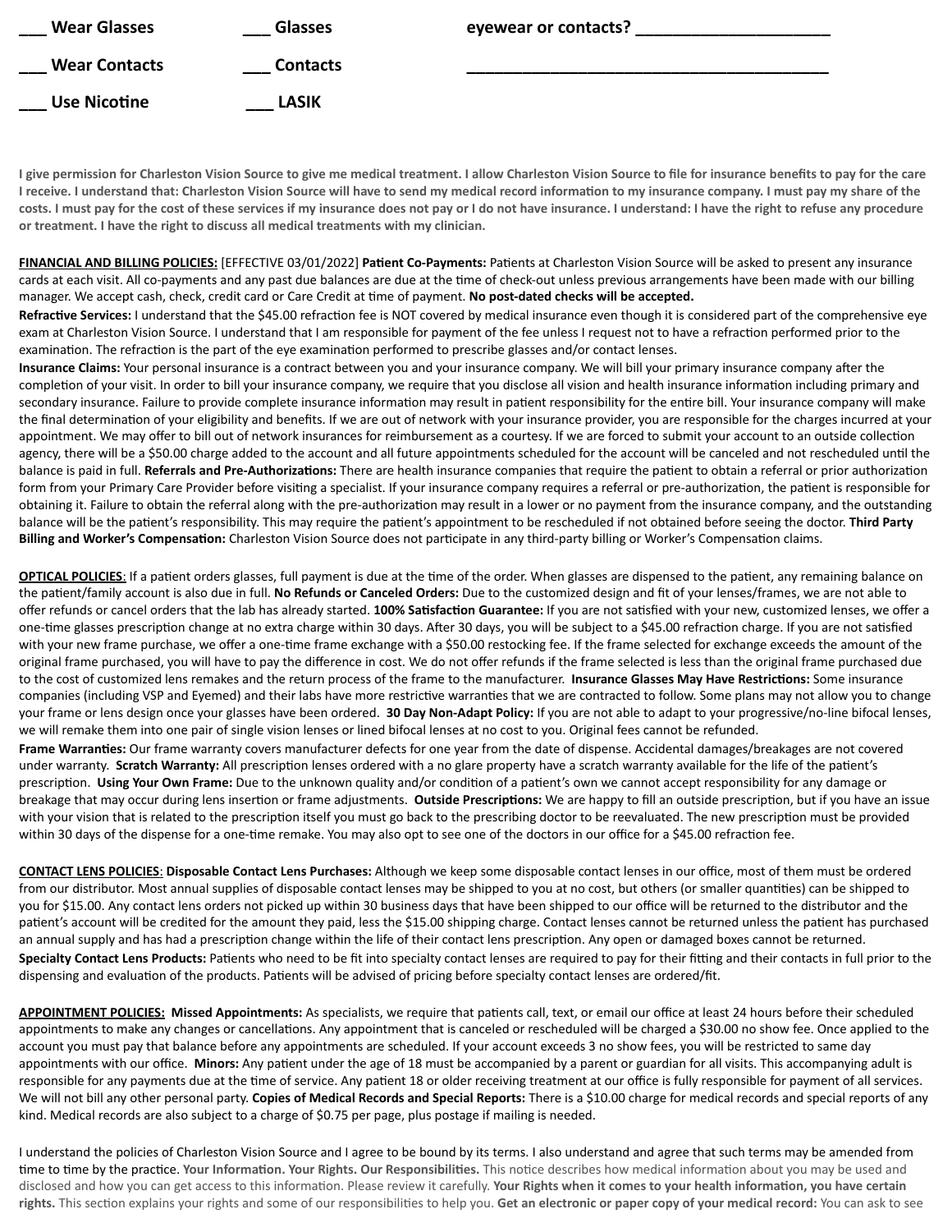___ Wear Glasses ___ Glasses eyewear or contacts? _____________________

___ Wear Contacts ___ Contacts _________________________________________

___ Use Nicotine ___ LASIK

**I give permission for Charleston Vision Source to give me medical treatment. I allow Charleston Vision Source to file for insurance benefits to pay for the care I receive. I understand that: Charleston Vision Source will have to send my medical record information to my insurance company. I must pay my share of the costs. I must pay for the cost of these services if my insurance does not pay or I do not have insurance. I understand: I have the right to refuse any procedure or treatment. I have the right to discuss all medical treatments with my clinician.**

**FINANCIAL AND BILLING POLICIES:** [EFFECTIVE 03/01/2022] **Patient Co-Payments:** Patients at Charleston Vision Source will be asked to present any insurance cards at each visit. All co-payments and any past due balances are due at the time of check-out unless previous arrangements have been made with our billing manager. We accept cash, check, credit card or Care Credit at time of payment. **No post-dated checks will be accepted.**
**Refractive Services:** I understand that the $45.00 refraction fee is NOT covered by medical insurance even though it is considered part of the comprehensive eye exam at Charleston Vision Source. I understand that I am responsible for payment of the fee unless I request not to have a refraction performed prior to the examination. The refraction is the part of the eye examination performed to prescribe glasses and/or contact lenses.
**Insurance Claims:** Your personal insurance is a contract between you and your insurance company. We will bill your primary insurance company after the completion of your visit. In order to bill your insurance company, we require that you disclose all vision and health insurance information including primary and secondary insurance. Failure to provide complete insurance information may result in patient responsibility for the entire bill. Your insurance company will make the final determination of your eligibility and benefits. If we are out of network with your insurance provider, you are responsible for the charges incurred at your appointment. We may offer to bill out of network insurances for reimbursement as a courtesy. If we are forced to submit your account to an outside collection agency, there will be a $50.00 charge added to the account and all future appointments scheduled for the account will be canceled and not rescheduled until the balance is paid in full. **Referrals and Pre-Authorizations:** There are health insurance companies that require the patient to obtain a referral or prior authorization form from your Primary Care Provider before visiting a specialist. If your insurance company requires a referral or pre-authorization, the patient is responsible for obtaining it. Failure to obtain the referral along with the pre-authorization may result in a lower or no payment from the insurance company, and the outstanding balance will be the patient's responsibility. This may require the patient's appointment to be rescheduled if not obtained before seeing the doctor. **Third Party Billing and Worker's Compensation:** Charleston Vision Source does not participate in any third-party billing or Worker's Compensation claims.

**OPTICAL POLICIES**: If a patient orders glasses, full payment is due at the time of the order. When glasses are dispensed to the patient, any remaining balance on the patient/family account is also due in full. **No Refunds or Canceled Orders:** Due to the customized design and fit of your lenses/frames, we are not able to offer refunds or cancel orders that the lab has already started. **100% Satisfaction Guarantee:** If you are not satisfied with your new, customized lenses, we offer a one-time glasses prescription change at no extra charge within 30 days. After 30 days, you will be subject to a $45.00 refraction charge. If you are not satisfied with your new frame purchase, we offer a one-time frame exchange with a $50.00 restocking fee. If the frame selected for exchange exceeds the amount of the original frame purchased, you will have to pay the difference in cost. We do not offer refunds if the frame selected is less than the original frame purchased due to the cost of customized lens remakes and the return process of the frame to the manufacturer. **Insurance Glasses May Have Restrictions:** Some insurance companies (including VSP and Eyemed) and their labs have more restrictive warranties that we are contracted to follow. Some plans may not allow you to change your frame or lens design once your glasses have been ordered. **30 Day Non-Adapt Policy:** If you are not able to adapt to your progressive/no-line bifocal lenses, we will remake them into one pair of single vision lenses or lined bifocal lenses at no cost to you. Original fees cannot be refunded.
**Frame Warranties:** Our frame warranty covers manufacturer defects for one year from the date of dispense. Accidental damages/breakages are not covered under warranty. **Scratch Warranty:** All prescription lenses ordered with a no glare property have a scratch warranty available for the life of the patient's prescription. **Using Your Own Frame:** Due to the unknown quality and/or condition of a patient's own we cannot accept responsibility for any damage or breakage that may occur during lens insertion or frame adjustments. **Outside Prescriptions:** We are happy to fill an outside prescription, but if you have an issue with your vision that is related to the prescription itself you must go back to the prescribing doctor to be reevaluated. The new prescription must be provided within 30 days of the dispense for a one-time remake. You may also opt to see one of the doctors in our office for a $45.00 refraction fee.

**CONTACT LENS POLICIES**: **Disposable Contact Lens Purchases:** Although we keep some disposable contact lenses in our office, most of them must be ordered from our distributor. Most annual supplies of disposable contact lenses may be shipped to you at no cost, but others (or smaller quantities) can be shipped to you for $15.00. Any contact lens orders not picked up within 30 business days that have been shipped to our office will be returned to the distributor and the patient's account will be credited for the amount they paid, less the $15.00 shipping charge. Contact lenses cannot be returned unless the patient has purchased an annual supply and has had a prescription change within the life of their contact lens prescription. Any open or damaged boxes cannot be returned.
**Specialty Contact Lens Products:** Patients who need to be fit into specialty contact lenses are required to pay for their fitting and their contacts in full prior to the dispensing and evaluation of the products. Patients will be advised of pricing before specialty contact lenses are ordered/fit.

**APPOINTMENT POLICIES: Missed Appointments:** As specialists, we require that patients call, text, or email our office at least 24 hours before their scheduled appointments to make any changes or cancellations. Any appointment that is canceled or rescheduled will be charged a $30.00 no show fee. Once applied to the account you must pay that balance before any appointments are scheduled. If your account exceeds 3 no show fees, you will be restricted to same day appointments with our office. **Minors:** Any patient under the age of 18 must be accompanied by a parent or guardian for all visits. This accompanying adult is responsible for any payments due at the time of service. Any patient 18 or older receiving treatment at our office is fully responsible for payment of all services. We will not bill any other personal party. **Copies of Medical Records and Special Reports:** There is a $10.00 charge for medical records and special reports of any kind. Medical records are also subject to a charge of $0.75 per page, plus postage if mailing is needed.

I understand the policies of Charleston Vision Source and I agree to be bound by its terms. I also understand and agree that such terms may be amended from time to time by the practice. **Your Information. Your Rights. Our Responsibilities.** This notice describes how medical information about you may be used and disclosed and how you can get access to this information. Please review it carefully. **Your Rights when it comes to your health information, you have certain rights.** This section explains your rights and some of our responsibilities to help you. **Get an electronic or paper copy of your medical record:** You can ask to see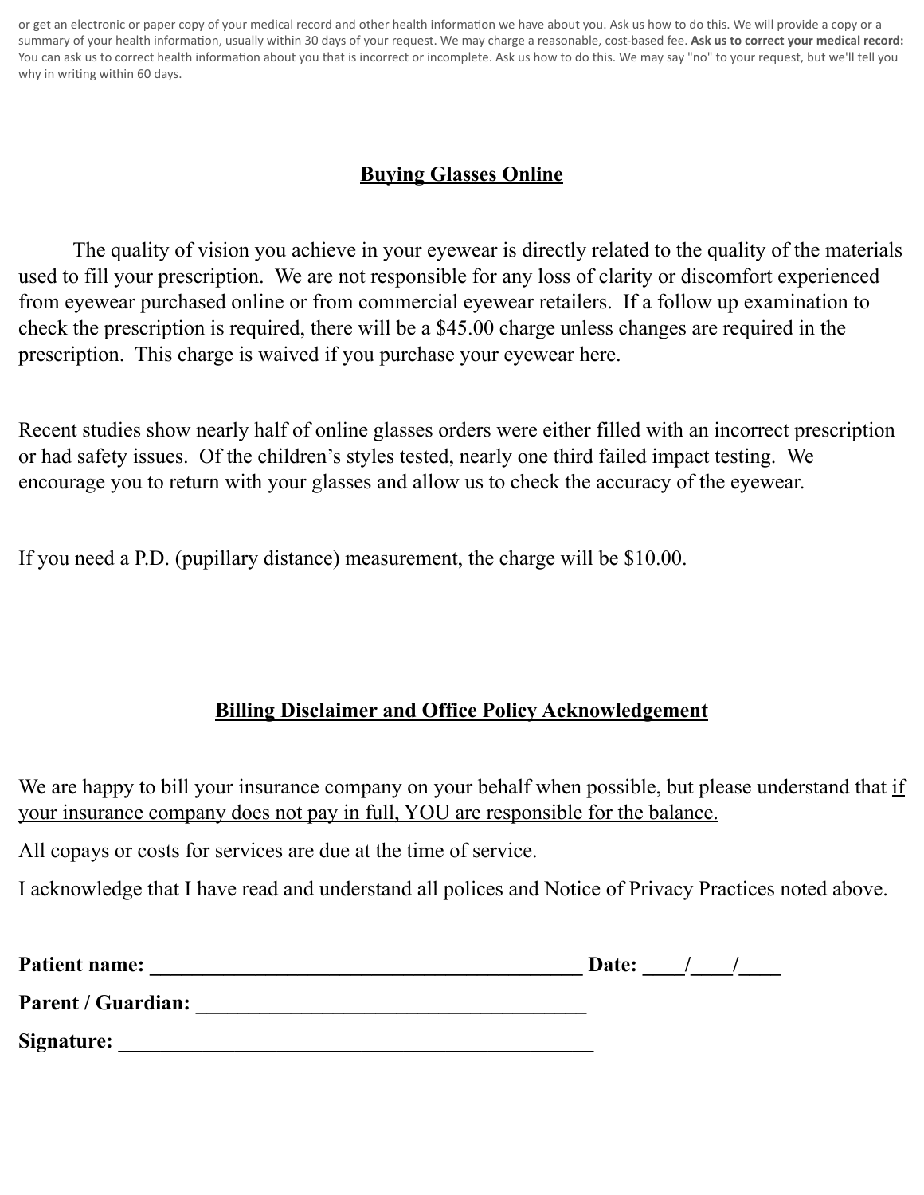or get an electronic or paper copy of your medical record and other health information we have about you. Ask us how to do this. We will provide a copy or a summary of your health information, usually within 30 days of your request. We may charge a reasonable, cost-based fee. **Ask us to correct your medical record:** You can ask us to correct health information about you that is incorrect or incomplete. Ask us how to do this. We may say "no" to your request, but we'll tell you why in writing within 60 days.

## Buying Glasses Online

The quality of vision you achieve in your eyewear is directly related to the quality of the materials used to fill your prescription. We are not responsible for any loss of clarity or discomfort experienced from eyewear purchased online or from commercial eyewear retailers. If a follow up examination to check the prescription is required, there will be a $45.00 charge unless changes are required in the prescription. This charge is waived if you purchase your eyewear here.

Recent studies show nearly half of online glasses orders were either filled with an incorrect prescription or had safety issues. Of the children's styles tested, nearly one third failed impact testing. We encourage you to return with your glasses and allow us to check the accuracy of the eyewear.

If you need a P.D. (pupillary distance) measurement, the charge will be $10.00.

## Billing Disclaimer and Office Policy Acknowledgement

We are happy to bill your insurance company on your behalf when possible, but please understand that if your insurance company does not pay in full, YOU are responsible for the balance.

All copays or costs for services are due at the time of service.

I acknowledge that I have read and understand all polices and Notice of Privacy Practices noted above.

**Patient name: ________________________________________ Date: ____/____/____**

**Parent / Guardian: ____________________________________**

**Signature: _____________________________________________**